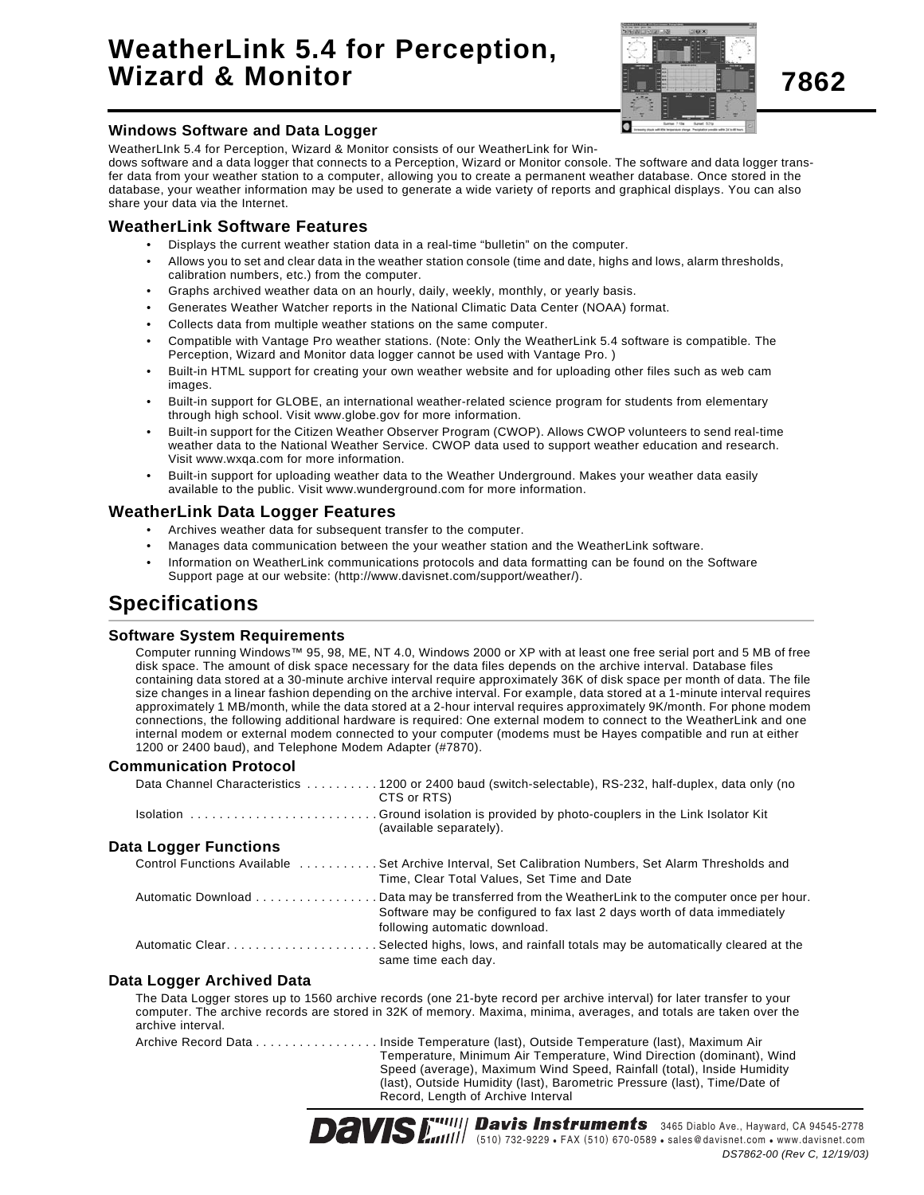# WeatherLink 5.4 for Perception, Wizard & Monitor

**7862**

### Windows Software and Data Logger

WeatherLInk 5.4 for Perception, Wizard & Monitor consists of our WeatherLink for Windows software and a data logger that connects to a Perception, Wizard or Monitor console. The software and data logger transfer data from your weather station to a computer, allowing you to create a permanent weather database. Once stored in the database, your weather information may be used to generate a wide variety of reports and graphical displays. You can also share your data via the Internet.

### WeatherLink Software Features

- Displays the current weather station data in a real-time "bulletin" on the computer.
- Allows you to set and clear data in the weather station console (time and date, highs and lows, alarm thresholds, calibration numbers, etc.) from the computer.
- Graphs archived weather data on an hourly, daily, weekly, monthly, or yearly basis.
- Generates Weather Watcher reports in the National Climatic Data Center (NOAA) format.
- Collects data from multiple weather stations on the same computer.
- Compatible with Vantage Pro weather stations. (Note: Only the WeatherLink 5.4 software is compatible. The Perception, Wizard and Monitor data logger cannot be used with Vantage Pro. )
- Built-in HTML support for creating your own weather website and for uploading other files such as web cam images.
- Built-in support for GLOBE, an international weather-related science program for students from elementary through high school. Visit www.globe.gov for more information.
- Built-in support for the Citizen Weather Observer Program (CWOP). Allows CWOP volunteers to send real-time weather data to the National Weather Service. CWOP data used to support weather education and research. Visit www.wxqa.com for more information.
- Built-in support for uploading weather data to the Weather Underground. Makes your weather data easily available to the public. Visit www.wunderground.com for more information.

### WeatherLink Data Logger Features

- Archives weather data for subsequent transfer to the computer.
- Manages data communication between the your weather station and the WeatherLink software.
- Information on WeatherLink communications protocols and data formatting can be found on the Software Support page at our website: (http://www.davisnet.com/support/weather/).

## Specifications

### Software System Requirements

Computer running Windows™ 95, 98, ME, NT 4.0, Windows 2000 or XP with at least one free serial port and 5 MB of free disk space. The amount of disk space necessary for the data files depends on the archive interval. Database files containing data stored at a 30-minute archive interval require approximately 36K of disk space per month of data. The file size changes in a linear fashion depending on the archive interval. For example, data stored at a 1-minute interval requires approximately 1 MB/month, while the data stored at a 2-hour interval requires approximately 9K/month. For phone modem connections, the following additional hardware is required: One external modem to connect to the WeatherLink and one internal modem or external modem connected to your computer (modems must be Hayes compatible and run at either 1200 or 2400 baud), and Telephone Modem Adapter (#7870).

### Communication Protocol

Data Channel Characteristics .......... 1200 or 2400 baud (switch-selectable), RS-232, half-duplex, data only (no CTS or RTS)

Isolation .......................... Ground isolation is provided by photo-couplers in the Link Isolator Kit (available separately).

### Data Logger Functions

Control Functions Available ........... Set Archive Interval, Set Calibration Numbers, Set Alarm Thresholds and Time, Clear Total Values, Set Time and Date

Automatic Download ................. Data may be transferred from the WeatherLink to the computer once per hour. Software may be configured to fax last 2 days worth of data immediately following automatic download.

Automatic Clear..................... Selected highs, lows, and rainfall totals may be automatically cleared at the same time each day.

### Data Logger Archived Data

The Data Logger stores up to 1560 archive records (one 21-byte record per archive interval) for later transfer to your computer. The archive records are stored in 32K of memory. Maxima, minima, averages, and totals are taken over the archive interval.

Archive Record Data ................. Inside Temperature (last), Outside Temperature (last), Maximum Air Temperature, Minimum Air Temperature, Wind Direction (dominant), Wind Speed (average), Maximum Wind Speed, Rainfall (total), Inside Humidity (last), Outside Humidity (last), Barometric Pressure (last), Time/Date of Record, Length of Archive Interval

**Davis Instruments** 3465 Diablo Ave., Hayward, CA 94545-2778
(510) 732-9229 • FAX (510) 670-0589 • sales@davisnet.com • www.davisnet.com
DS7862-00 (Rev C, 12/19/03)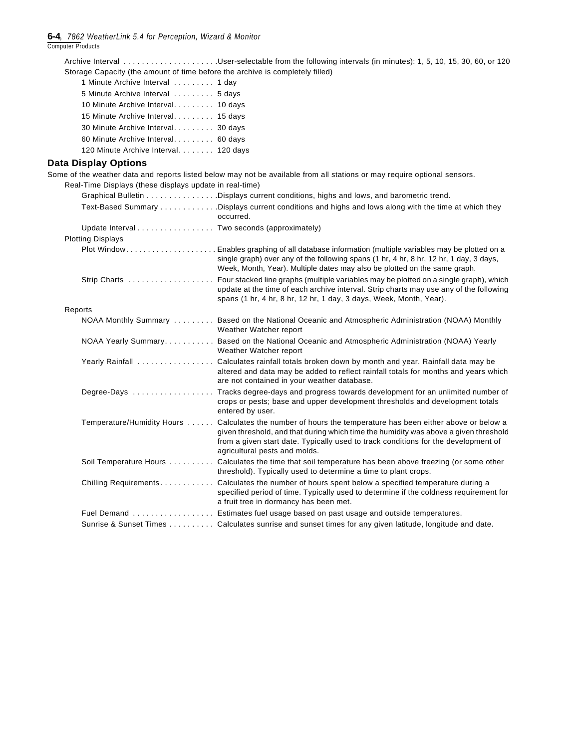Archive Interval . . . . . . . . . . . . . . . . . . . . .User-selectable from the following intervals (in minutes): 1, 5, 10, 15, 30, 60, or 120

Storage Capacity (the amount of time before the archive is completely filled)

| | |
|---|---|
| 1 Minute Archive Interval | 1 day |
| 5 Minute Archive Interval | 5 days |
| 10 Minute Archive Interval | 10 days |
| 15 Minute Archive Interval | 15 days |
| 30 Minute Archive Interval | 30 days |
| 60 Minute Archive Interval | 60 days |
| 120 Minute Archive Interval | 120 days |

## Data Display Options

Some of the weather data and reports listed below may not be available from all stations or may require optional sensors.

Real-Time Displays (these displays update in real-time)

| | |
|---|---|
| Graphical Bulletin | Displays current conditions, highs and lows, and barometric trend. |
| Text-Based Summary | Displays current conditions and highs and lows along with the time at which they occurred. |
| Update Interval | Two seconds (approximately) |

Plotting Displays

| | |
|---|---|
| Plot Window | Enables graphing of all database information (multiple variables may be plotted on a single graph) over any of the following spans (1 hr, 4 hr, 8 hr, 12 hr, 1 day, 3 days, Week, Month, Year). Multiple dates may also be plotted on the same graph. |
| Strip Charts | Four stacked line graphs (multiple variables may be plotted on a single graph), which update at the time of each archive interval. Strip charts may use any of the following spans (1 hr, 4 hr, 8 hr, 12 hr, 1 day, 3 days, Week, Month, Year). |

Reports

| | |
|---|---|
| NOAA Monthly Summary | Based on the National Oceanic and Atmospheric Administration (NOAA) Monthly Weather Watcher report |
| NOAA Yearly Summary | Based on the National Oceanic and Atmospheric Administration (NOAA) Yearly Weather Watcher report |
| Yearly Rainfall | Calculates rainfall totals broken down by month and year. Rainfall data may be altered and data may be added to reflect rainfall totals for months and years which are not contained in your weather database. |
| Degree-Days | Tracks degree-days and progress towards development for an unlimited number of crops or pests; base and upper development thresholds and development totals entered by user. |
| Temperature/Humidity Hours | Calculates the number of hours the temperature has been either above or below a given threshold, and that during which time the humidity was above a given threshold from a given start date. Typically used to track conditions for the development of agricultural pests and molds. |
| Soil Temperature Hours | Calculates the time that soil temperature has been above freezing (or some other threshold). Typically used to determine a time to plant crops. |
| Chilling Requirements | Calculates the number of hours spent below a specified temperature during a specified period of time. Typically used to determine if the coldness requirement for a fruit tree in dormancy has been met. |
| Fuel Demand | Estimates fuel usage based on past usage and outside temperatures. |
| Sunrise & Sunset Times | Calculates sunrise and sunset times for any given latitude, longitude and date. |